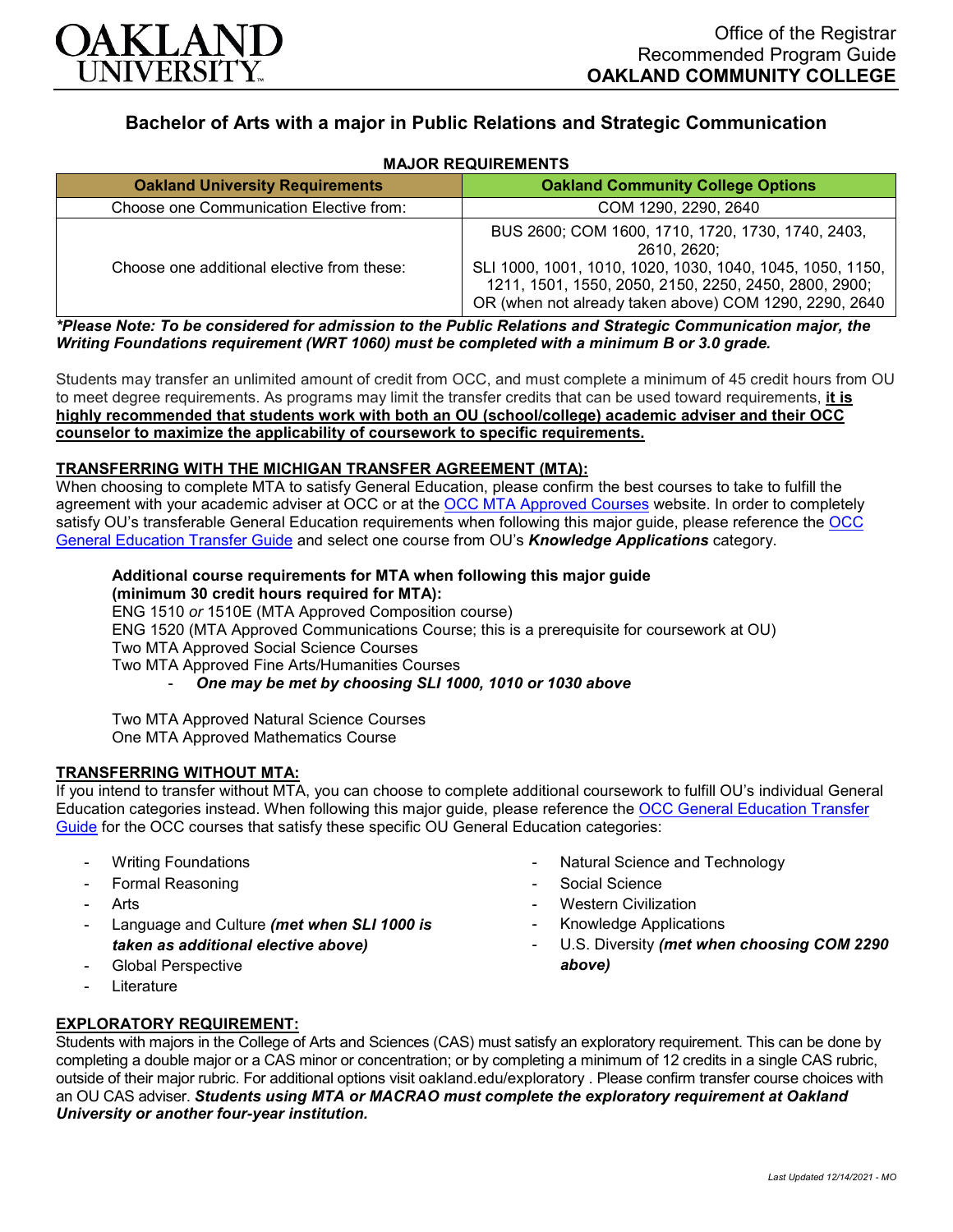Office of the Registrar
Recommended Program Guide
**OAKLAND COMMUNITY COLLEGE**

# Bachelor of Arts with a major in Public Relations and Strategic Communication

**MAJOR REQUIREMENTS**

| Oakland University Requirements | Oakland Community College Options |
|---|---|
| Choose one Communication Elective from: | COM 1290, 2290, 2640 |
| Choose one additional elective from these: | BUS 2600; COM 1600, 1710, 1720, 1730, 1740, 2403, 2610, 2620; SLI 1000, 1001, 1010, 1020, 1030, 1040, 1045, 1050, 1150, 1211, 1501, 1550, 2050, 2150, 2250, 2450, 2800, 2900; OR (when not already taken above) COM 1290, 2290, 2640 |

***Please Note: To be considered for admission to the Public Relations and Strategic Communication major, the Writing Foundations requirement (WRT 1060) must be completed with a minimum B or 3.0 grade.**

Students may transfer an unlimited amount of credit from OCC, and must complete a minimum of 45 credit hours from OU to meet degree requirements. As programs may limit the transfer credits that can be used toward requirements, **it is highly recommended that students work with both an OU (school/college) academic adviser and their OCC counselor to maximize the applicability of coursework to specific requirements.**

## TRANSFERRING WITH THE MICHIGAN TRANSFER AGREEMENT (MTA):

When choosing to complete MTA to satisfy General Education, please confirm the best courses to take to fulfill the agreement with your academic adviser at OCC or at the OCC MTA Approved Courses website. In order to completely satisfy OU's transferable General Education requirements when following this major guide, please reference the OCC General Education Transfer Guide and select one course from OU's ***Knowledge Applications*** category.

**Additional course requirements for MTA when following this major guide (minimum 30 credit hours required for MTA):**
ENG 1510 *or* 1510E (MTA Approved Composition course)
ENG 1520 (MTA Approved Communications Course; this is a prerequisite for coursework at OU)
Two MTA Approved Social Science Courses
Two MTA Approved Fine Arts/Humanities Courses

- ***One may be met by choosing SLI 1000, 1010 or 1030 above***

Two MTA Approved Natural Science Courses
One MTA Approved Mathematics Course

## TRANSFERRING WITHOUT MTA:

If you intend to transfer without MTA, you can choose to complete additional coursework to fulfill OU's individual General Education categories instead. When following this major guide, please reference the OCC General Education Transfer Guide for the OCC courses that satisfy these specific OU General Education categories:

- Writing Foundations
- Formal Reasoning
- Arts
- Language and Culture ***(met when SLI 1000 is taken as additional elective above)***
- Global Perspective
- Literature
- Natural Science and Technology
- Social Science
- Western Civilization
- Knowledge Applications
- U.S. Diversity ***(met when choosing COM 2290 above)***

## EXPLORATORY REQUIREMENT:

Students with majors in the College of Arts and Sciences (CAS) must satisfy an exploratory requirement. This can be done by completing a double major or a CAS minor or concentration; or by completing a minimum of 12 credits in a single CAS rubric, outside of their major rubric. For additional options visit oakland.edu/exploratory . Please confirm transfer course choices with an OU CAS adviser. ***Students using MTA or MACRAO must complete the exploratory requirement at Oakland University or another four-year institution.***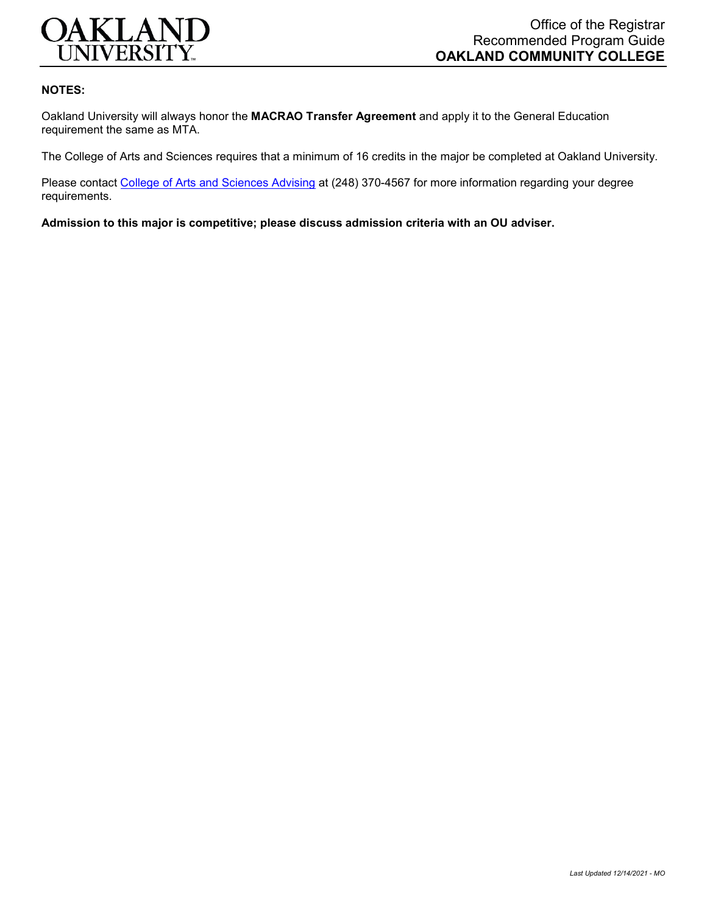**NOTES:**

Oakland University will always honor the **MACRAO Transfer Agreement** and apply it to the General Education requirement the same as MTA.

The College of Arts and Sciences requires that a minimum of 16 credits in the major be completed at Oakland University.

Please contact College of Arts and Sciences Advising at (248) 370-4567 for more information regarding your degree requirements.

**Admission to this major is competitive; please discuss admission criteria with an OU adviser.**

*Last Updated 12/14/2021 - MO*